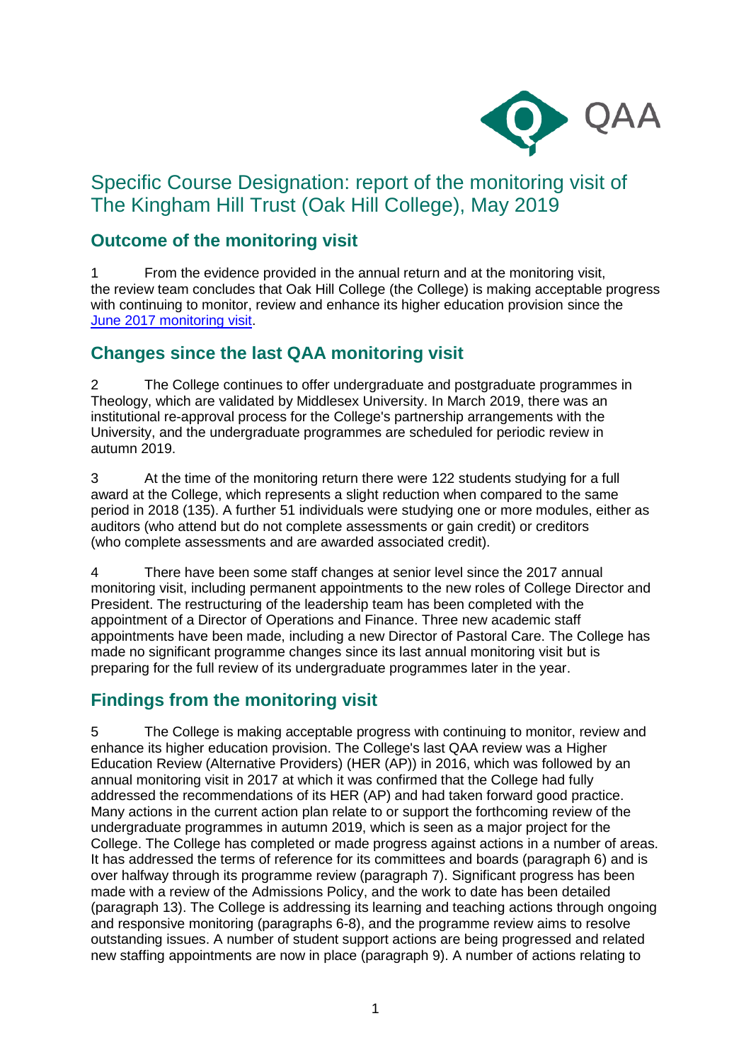# Specific Course Designation: report of the monitoring visit of The Kingham Hill Trust (Oak Hill College), May 2019

## Outcome of the monitoring visit

1 From the evidence provided in the annual return and at the monitoring visit, the review team concludes that Oak Hill College (the College) is making acceptable progress with continuing to monitor, review and enhance its higher education provision since the June 2017 monitoring visit.

## Changes since the last QAA monitoring visit

2 The College continues to offer undergraduate and postgraduate programmes in Theology, which are validated by Middlesex University. In March 2019, there was an institutional re-approval process for the College's partnership arrangements with the University, and the undergraduate programmes are scheduled for periodic review in autumn 2019.

3 At the time of the monitoring return there were 122 students studying for a full award at the College, which represents a slight reduction when compared to the same period in 2018 (135). A further 51 individuals were studying one or more modules, either as auditors (who attend but do not complete assessments or gain credit) or creditors (who complete assessments and are awarded associated credit).

4 There have been some staff changes at senior level since the 2017 annual monitoring visit, including permanent appointments to the new roles of College Director and President. The restructuring of the leadership team has been completed with the appointment of a Director of Operations and Finance. Three new academic staff appointments have been made, including a new Director of Pastoral Care. The College has made no significant programme changes since its last annual monitoring visit but is preparing for the full review of its undergraduate programmes later in the year.

## Findings from the monitoring visit

5 The College is making acceptable progress with continuing to monitor, review and enhance its higher education provision. The College's last QAA review was a Higher Education Review (Alternative Providers) (HER (AP)) in 2016, which was followed by an annual monitoring visit in 2017 at which it was confirmed that the College had fully addressed the recommendations of its HER (AP) and had taken forward good practice. Many actions in the current action plan relate to or support the forthcoming review of the undergraduate programmes in autumn 2019, which is seen as a major project for the College. The College has completed or made progress against actions in a number of areas. It has addressed the terms of reference for its committees and boards (paragraph 6) and is over halfway through its programme review (paragraph 7). Significant progress has been made with a review of the Admissions Policy, and the work to date has been detailed (paragraph 13). The College is addressing its learning and teaching actions through ongoing and responsive monitoring (paragraphs 6-8), and the programme review aims to resolve outstanding issues. A number of student support actions are being progressed and related new staffing appointments are now in place (paragraph 9). A number of actions relating to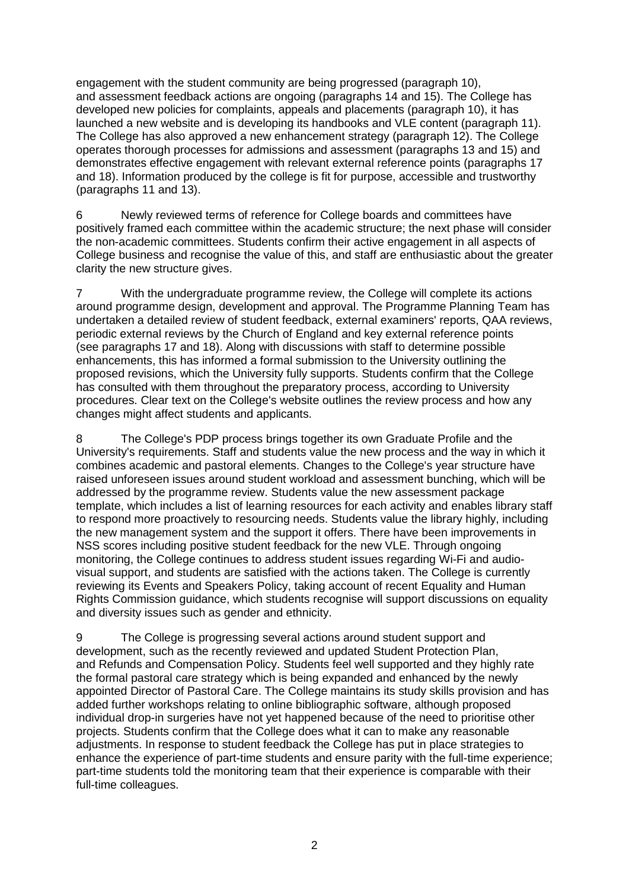engagement with the student community are being progressed (paragraph 10), and assessment feedback actions are ongoing (paragraphs 14 and 15). The College has developed new policies for complaints, appeals and placements (paragraph 10), it has launched a new website and is developing its handbooks and VLE content (paragraph 11). The College has also approved a new enhancement strategy (paragraph 12). The College operates thorough processes for admissions and assessment (paragraphs 13 and 15) and demonstrates effective engagement with relevant external reference points (paragraphs 17 and 18). Information produced by the college is fit for purpose, accessible and trustworthy (paragraphs 11 and 13).

6 Newly reviewed terms of reference for College boards and committees have positively framed each committee within the academic structure; the next phase will consider the non-academic committees. Students confirm their active engagement in all aspects of College business and recognise the value of this, and staff are enthusiastic about the greater clarity the new structure gives.

7 With the undergraduate programme review, the College will complete its actions around programme design, development and approval. The Programme Planning Team has undertaken a detailed review of student feedback, external examiners' reports, QAA reviews, periodic external reviews by the Church of England and key external reference points (see paragraphs 17 and 18). Along with discussions with staff to determine possible enhancements, this has informed a formal submission to the University outlining the proposed revisions, which the University fully supports. Students confirm that the College has consulted with them throughout the preparatory process, according to University procedures. Clear text on the College's website outlines the review process and how any changes might affect students and applicants.

8 The College's PDP process brings together its own Graduate Profile and the University's requirements. Staff and students value the new process and the way in which it combines academic and pastoral elements. Changes to the College's year structure have raised unforeseen issues around student workload and assessment bunching, which will be addressed by the programme review. Students value the new assessment package template, which includes a list of learning resources for each activity and enables library staff to respond more proactively to resourcing needs. Students value the library highly, including the new management system and the support it offers. There have been improvements in NSS scores including positive student feedback for the new VLE. Through ongoing monitoring, the College continues to address student issues regarding Wi-Fi and audio-visual support, and students are satisfied with the actions taken. The College is currently reviewing its Events and Speakers Policy, taking account of recent Equality and Human Rights Commission guidance, which students recognise will support discussions on equality and diversity issues such as gender and ethnicity.

9 The College is progressing several actions around student support and development, such as the recently reviewed and updated Student Protection Plan, and Refunds and Compensation Policy. Students feel well supported and they highly rate the formal pastoral care strategy which is being expanded and enhanced by the newly appointed Director of Pastoral Care. The College maintains its study skills provision and has added further workshops relating to online bibliographic software, although proposed individual drop-in surgeries have not yet happened because of the need to prioritise other projects. Students confirm that the College does what it can to make any reasonable adjustments. In response to student feedback the College has put in place strategies to enhance the experience of part-time students and ensure parity with the full-time experience; part-time students told the monitoring team that their experience is comparable with their full-time colleagues.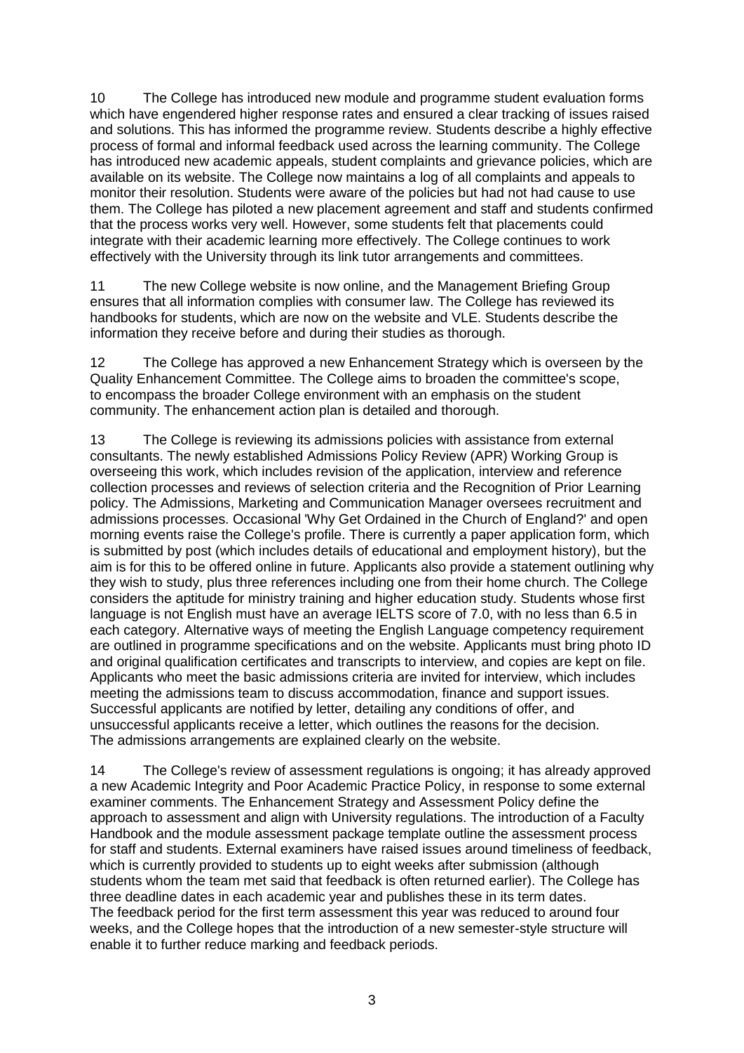10 The College has introduced new module and programme student evaluation forms which have engendered higher response rates and ensured a clear tracking of issues raised and solutions. This has informed the programme review. Students describe a highly effective process of formal and informal feedback used across the learning community. The College has introduced new academic appeals, student complaints and grievance policies, which are available on its website. The College now maintains a log of all complaints and appeals to monitor their resolution. Students were aware of the policies but had not had cause to use them. The College has piloted a new placement agreement and staff and students confirmed that the process works very well. However, some students felt that placements could integrate with their academic learning more effectively. The College continues to work effectively with the University through its link tutor arrangements and committees.

11 The new College website is now online, and the Management Briefing Group ensures that all information complies with consumer law. The College has reviewed its handbooks for students, which are now on the website and VLE. Students describe the information they receive before and during their studies as thorough.

12 The College has approved a new Enhancement Strategy which is overseen by the Quality Enhancement Committee. The College aims to broaden the committee's scope, to encompass the broader College environment with an emphasis on the student community. The enhancement action plan is detailed and thorough.

13 The College is reviewing its admissions policies with assistance from external consultants. The newly established Admissions Policy Review (APR) Working Group is overseeing this work, which includes revision of the application, interview and reference collection processes and reviews of selection criteria and the Recognition of Prior Learning policy. The Admissions, Marketing and Communication Manager oversees recruitment and admissions processes. Occasional 'Why Get Ordained in the Church of England?' and open morning events raise the College's profile. There is currently a paper application form, which is submitted by post (which includes details of educational and employment history), but the aim is for this to be offered online in future. Applicants also provide a statement outlining why they wish to study, plus three references including one from their home church. The College considers the aptitude for ministry training and higher education study. Students whose first language is not English must have an average IELTS score of 7.0, with no less than 6.5 in each category. Alternative ways of meeting the English Language competency requirement are outlined in programme specifications and on the website. Applicants must bring photo ID and original qualification certificates and transcripts to interview, and copies are kept on file. Applicants who meet the basic admissions criteria are invited for interview, which includes meeting the admissions team to discuss accommodation, finance and support issues. Successful applicants are notified by letter, detailing any conditions of offer, and unsuccessful applicants receive a letter, which outlines the reasons for the decision. The admissions arrangements are explained clearly on the website.

14 The College's review of assessment regulations is ongoing; it has already approved a new Academic Integrity and Poor Academic Practice Policy, in response to some external examiner comments. The Enhancement Strategy and Assessment Policy define the approach to assessment and align with University regulations. The introduction of a Faculty Handbook and the module assessment package template outline the assessment process for staff and students. External examiners have raised issues around timeliness of feedback, which is currently provided to students up to eight weeks after submission (although students whom the team met said that feedback is often returned earlier). The College has three deadline dates in each academic year and publishes these in its term dates. The feedback period for the first term assessment this year was reduced to around four weeks, and the College hopes that the introduction of a new semester-style structure will enable it to further reduce marking and feedback periods.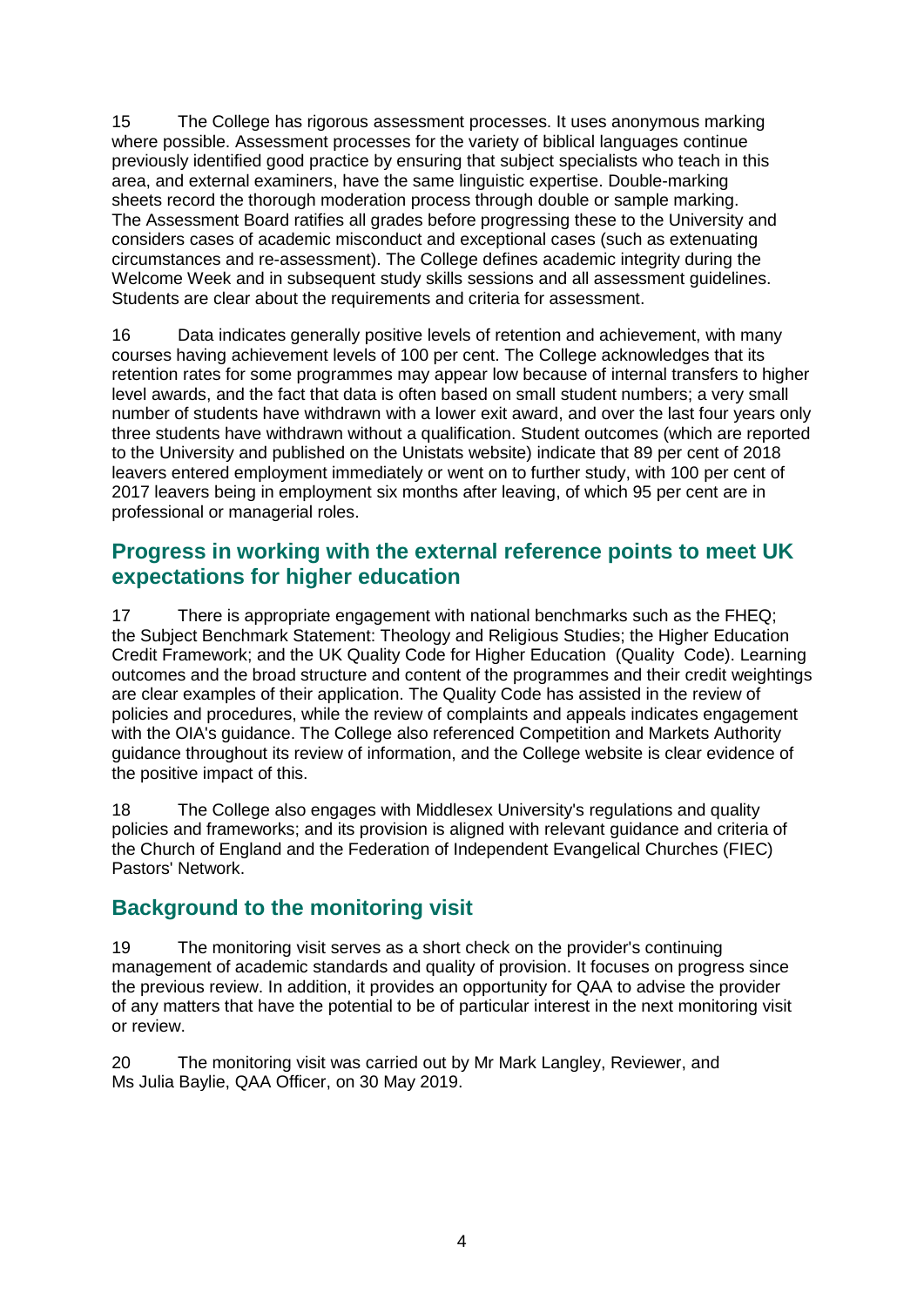15 The College has rigorous assessment processes. It uses anonymous marking where possible. Assessment processes for the variety of biblical languages continue previously identified good practice by ensuring that subject specialists who teach in this area, and external examiners, have the same linguistic expertise. Double-marking sheets record the thorough moderation process through double or sample marking. The Assessment Board ratifies all grades before progressing these to the University and considers cases of academic misconduct and exceptional cases (such as extenuating circumstances and re-assessment). The College defines academic integrity during the Welcome Week and in subsequent study skills sessions and all assessment guidelines. Students are clear about the requirements and criteria for assessment.

16 Data indicates generally positive levels of retention and achievement, with many courses having achievement levels of 100 per cent. The College acknowledges that its retention rates for some programmes may appear low because of internal transfers to higher level awards, and the fact that data is often based on small student numbers; a very small number of students have withdrawn with a lower exit award, and over the last four years only three students have withdrawn without a qualification. Student outcomes (which are reported to the University and published on the Unistats website) indicate that 89 per cent of 2018 leavers entered employment immediately or went on to further study, with 100 per cent of 2017 leavers being in employment six months after leaving, of which 95 per cent are in professional or managerial roles.

## Progress in working with the external reference points to meet UK expectations for higher education

17 There is appropriate engagement with national benchmarks such as the FHEQ; the Subject Benchmark Statement: Theology and Religious Studies; the Higher Education Credit Framework; and the UK Quality Code for Higher Education (Quality Code). Learning outcomes and the broad structure and content of the programmes and their credit weightings are clear examples of their application. The Quality Code has assisted in the review of policies and procedures, while the review of complaints and appeals indicates engagement with the OIA's guidance. The College also referenced Competition and Markets Authority guidance throughout its review of information, and the College website is clear evidence of the positive impact of this.

18 The College also engages with Middlesex University's regulations and quality policies and frameworks; and its provision is aligned with relevant guidance and criteria of the Church of England and the Federation of Independent Evangelical Churches (FIEC) Pastors' Network.

## Background to the monitoring visit

19 The monitoring visit serves as a short check on the provider's continuing management of academic standards and quality of provision. It focuses on progress since the previous review. In addition, it provides an opportunity for QAA to advise the provider of any matters that have the potential to be of particular interest in the next monitoring visit or review.

20 The monitoring visit was carried out by Mr Mark Langley, Reviewer, and Ms Julia Baylie, QAA Officer, on 30 May 2019.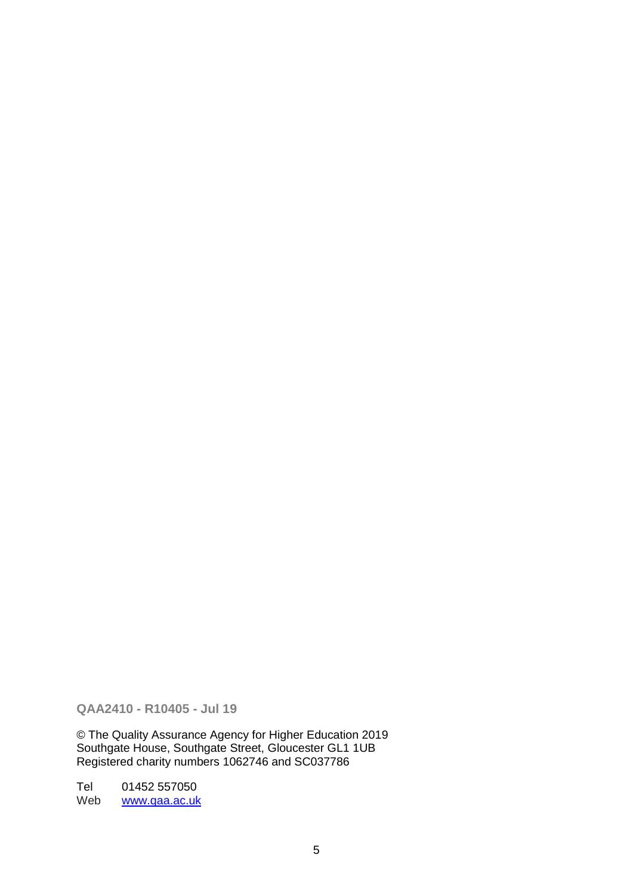**QAA2410 - R10405 - Jul 19**

© The Quality Assurance Agency for Higher Education 2019
Southgate House, Southgate Street, Gloucester GL1 1UB
Registered charity numbers 1062746 and SC037786

Tel 01452 557050
Web [www.qaa.ac.uk](http://www.qaa.ac.uk)